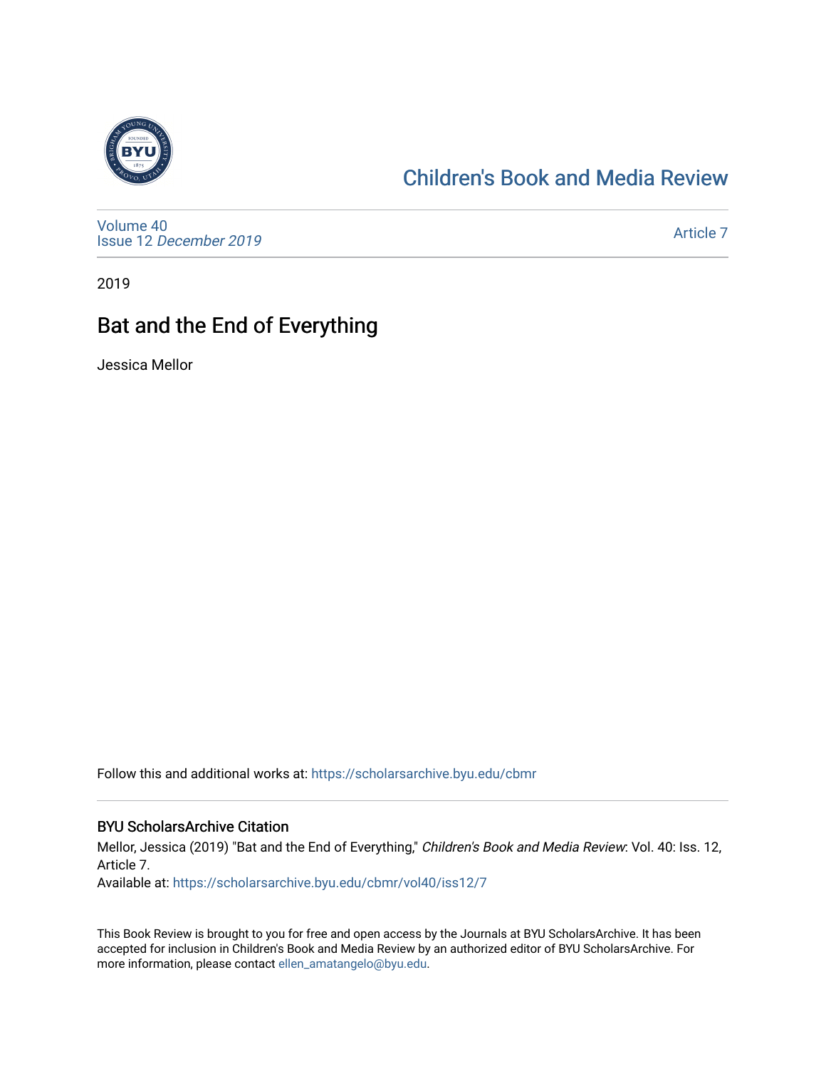# Children's Book and Media Review

Volume 40
Issue 12 *December 2019*

Article 7

2019

## Bat and the End of Everything

Jessica Mellor

Follow this and additional works at: https://scholarsarchive.byu.edu/cbmr

### BYU ScholarsArchive Citation

Mellor, Jessica (2019) "Bat and the End of Everything," *Children's Book and Media Review*: Vol. 40: Iss. 12, Article 7.
Available at: https://scholarsarchive.byu.edu/cbmr/vol40/iss12/7

This Book Review is brought to you for free and open access by the Journals at BYU ScholarsArchive. It has been accepted for inclusion in Children's Book and Media Review by an authorized editor of BYU ScholarsArchive. For more information, please contact ellen_amatangelo@byu.edu.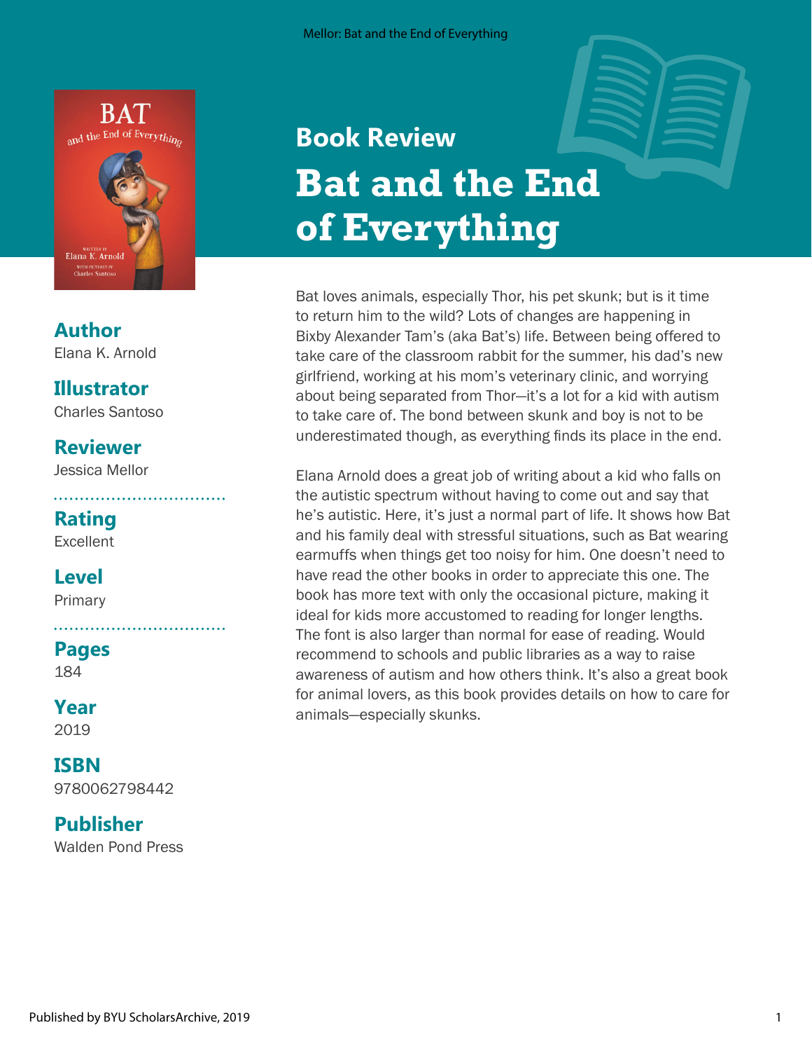## Book Review

# Bat and the End of Everything

**Author**
Elana K. Arnold

**Illustrator**
Charles Santoso

**Reviewer**
Jessica Mellor

**Rating**
Excellent

**Level**
Primary

**Pages**
184

**Year**
2019

**ISBN**
9780062798442

**Publisher**
Walden Pond Press

Bat loves animals, especially Thor, his pet skunk; but is it time to return him to the wild? Lots of changes are happening in Bixby Alexander Tam's (aka Bat's) life. Between being offered to take care of the classroom rabbit for the summer, his dad's new girlfriend, working at his mom's veterinary clinic, and worrying about being separated from Thor—it's a lot for a kid with autism to take care of. The bond between skunk and boy is not to be underestimated though, as everything finds its place in the end.

Elana Arnold does a great job of writing about a kid who falls on the autistic spectrum without having to come out and say that he's autistic. Here, it's just a normal part of life. It shows how Bat and his family deal with stressful situations, such as Bat wearing earmuffs when things get too noisy for him. One doesn't need to have read the other books in order to appreciate this one. The book has more text with only the occasional picture, making it ideal for kids more accustomed to reading for longer lengths. The font is also larger than normal for ease of reading. Would recommend to schools and public libraries as a way to raise awareness of autism and how others think. It's also a great book for animal lovers, as this book provides details on how to care for animals—especially skunks.